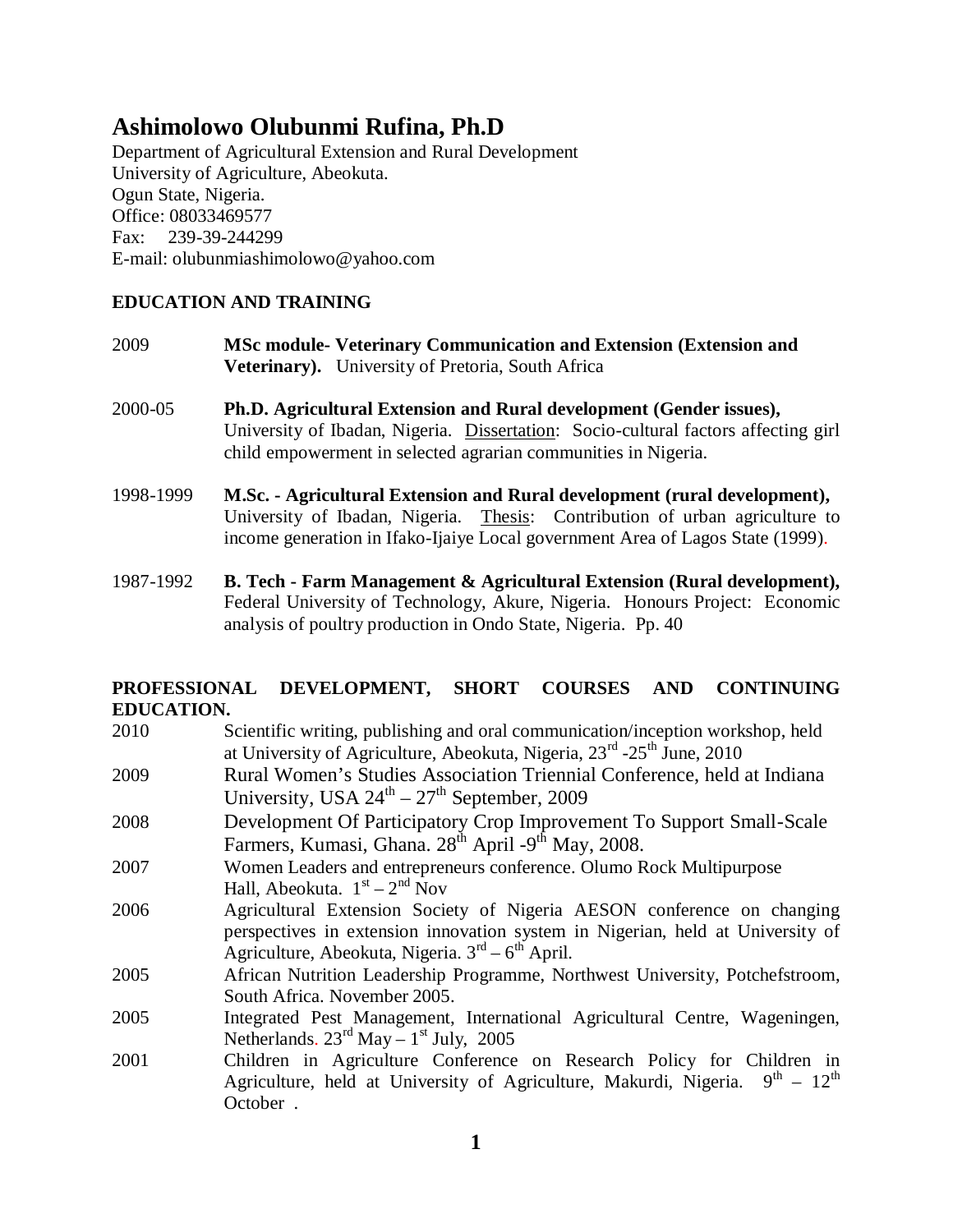# Ashimolowo Olubunmi Rufina, Ph.D

Department of Agricultural Extension and Rural Development
University of Agriculture, Abeokuta.
Ogun State, Nigeria.
Office: 08033469577
Fax: 239-39-244299
E-mail: olubunmiashimolowo@yahoo.com

## EDUCATION AND TRAINING

2009 **MSc module- Veterinary Communication and Extension (Extension and Veterinary).** University of Pretoria, South Africa

2000-05 **Ph.D. Agricultural Extension and Rural development (Gender issues),** University of Ibadan, Nigeria. Dissertation: Socio-cultural factors affecting girl child empowerment in selected agrarian communities in Nigeria.

1998-1999 **M.Sc. - Agricultural Extension and Rural development (rural development),** University of Ibadan, Nigeria. Thesis: Contribution of urban agriculture to income generation in Ifako-Ijaiye Local government Area of Lagos State (1999).

1987-1992 **B. Tech - Farm Management & Agricultural Extension (Rural development),** Federal University of Technology, Akure, Nigeria. Honours Project: Economic analysis of poultry production in Ondo State, Nigeria. Pp. 40

## PROFESSIONAL DEVELOPMENT, SHORT COURSES AND CONTINUING EDUCATION.

2010 Scientific writing, publishing and oral communication/inception workshop, held at University of Agriculture, Abeokuta, Nigeria, 23rd -25th June, 2010

2009 Rural Women's Studies Association Triennial Conference, held at Indiana University, USA 24th – 27th September, 2009

2008 Development Of Participatory Crop Improvement To Support Small-Scale Farmers, Kumasi, Ghana. 28th April -9th May, 2008.

2007 Women Leaders and entrepreneurs conference. Olumo Rock Multipurpose Hall, Abeokuta. 1st – 2nd Nov

2006 Agricultural Extension Society of Nigeria AESON conference on changing perspectives in extension innovation system in Nigerian, held at University of Agriculture, Abeokuta, Nigeria. 3rd – 6th April.

2005 African Nutrition Leadership Programme, Northwest University, Potchefstroom, South Africa. November 2005.

2005 Integrated Pest Management, International Agricultural Centre, Wageningen, Netherlands. 23rd May – 1st July, 2005

2001 Children in Agriculture Conference on Research Policy for Children in Agriculture, held at University of Agriculture, Makurdi, Nigeria. 9th – 12th October .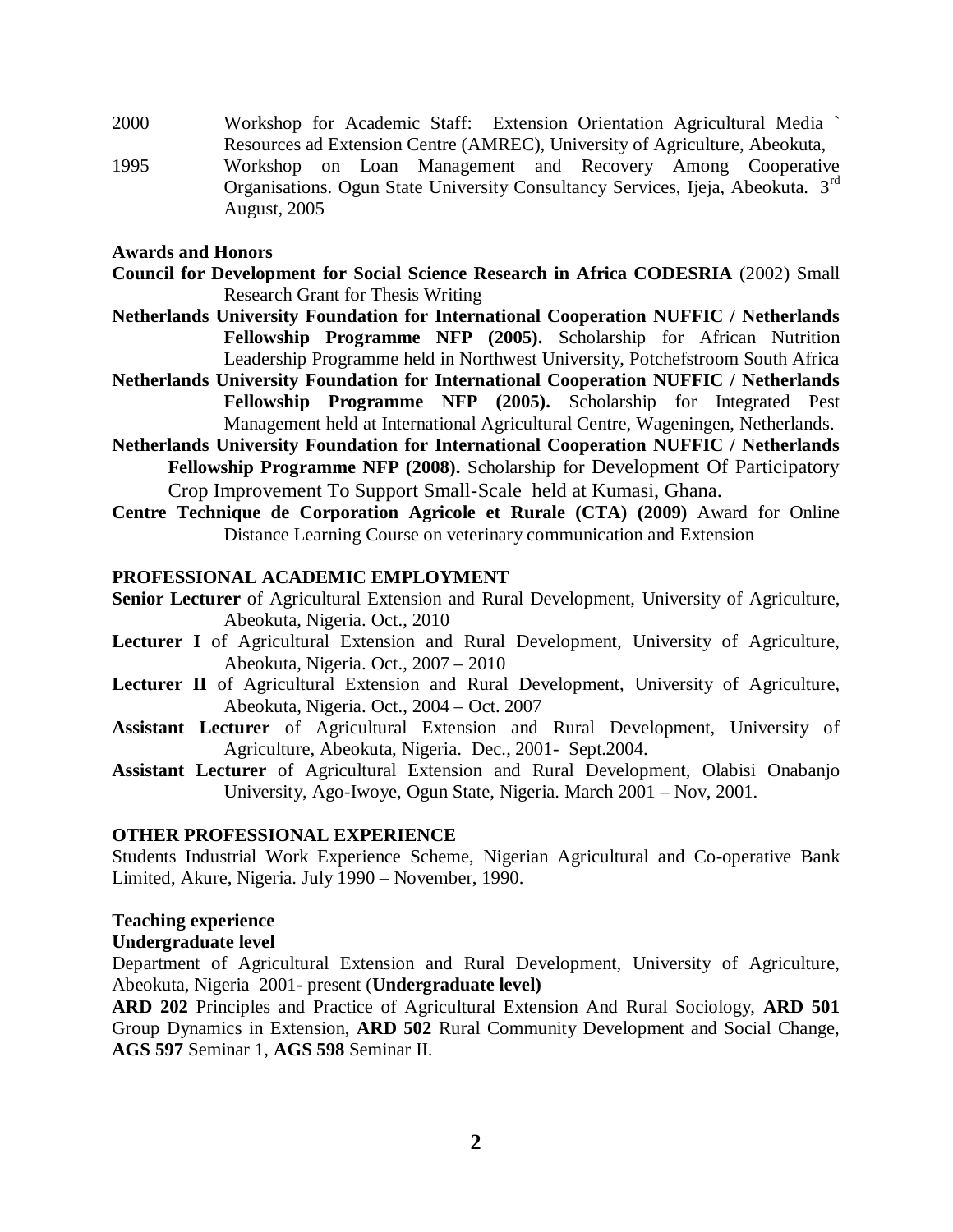2000 Workshop for Academic Staff: Extension Orientation Agricultural Media ` Resources ad Extension Centre (AMREC), University of Agriculture, Abeokuta,

1995 Workshop on Loan Management and Recovery Among Cooperative Organisations. Ogun State University Consultancy Services, Ijeja, Abeokuta. 3rd August, 2005

**Awards and Honors**

**Council for Development for Social Science Research in Africa CODESRIA** (2002) Small Research Grant for Thesis Writing

**Netherlands University Foundation for International Cooperation NUFFIC / Netherlands Fellowship Programme NFP (2005).** Scholarship for African Nutrition Leadership Programme held in Northwest University, Potchefstroom South Africa

**Netherlands University Foundation for International Cooperation NUFFIC / Netherlands Fellowship Programme NFP (2005).** Scholarship for Integrated Pest Management held at International Agricultural Centre, Wageningen, Netherlands.

**Netherlands University Foundation for International Cooperation NUFFIC / Netherlands Fellowship Programme NFP (2008).** Scholarship for Development Of Participatory Crop Improvement To Support Small-Scale held at Kumasi, Ghana.

**Centre Technique de Corporation Agricole et Rurale (CTA) (2009)** Award for Online Distance Learning Course on veterinary communication and Extension

**PROFESSIONAL ACADEMIC EMPLOYMENT**

**Senior Lecturer** of Agricultural Extension and Rural Development, University of Agriculture, Abeokuta, Nigeria. Oct., 2010

**Lecturer I** of Agricultural Extension and Rural Development, University of Agriculture, Abeokuta, Nigeria. Oct., 2007 – 2010

**Lecturer II** of Agricultural Extension and Rural Development, University of Agriculture, Abeokuta, Nigeria. Oct., 2004 – Oct. 2007

**Assistant Lecturer** of Agricultural Extension and Rural Development, University of Agriculture, Abeokuta, Nigeria. Dec., 2001- Sept.2004.

**Assistant Lecturer** of Agricultural Extension and Rural Development, Olabisi Onabanjo University, Ago-Iwoye, Ogun State, Nigeria. March 2001 – Nov, 2001.

**OTHER PROFESSIONAL EXPERIENCE**

Students Industrial Work Experience Scheme, Nigerian Agricultural and Co-operative Bank Limited, Akure, Nigeria. July 1990 – November, 1990.

**Teaching experience**

**Undergraduate level**

Department of Agricultural Extension and Rural Development, University of Agriculture, Abeokuta, Nigeria 2001- present (**Undergraduate level)**

**ARD 202** Principles and Practice of Agricultural Extension And Rural Sociology, **ARD 501** Group Dynamics in Extension, **ARD 502** Rural Community Development and Social Change, **AGS 597** Seminar 1, **AGS 598** Seminar II.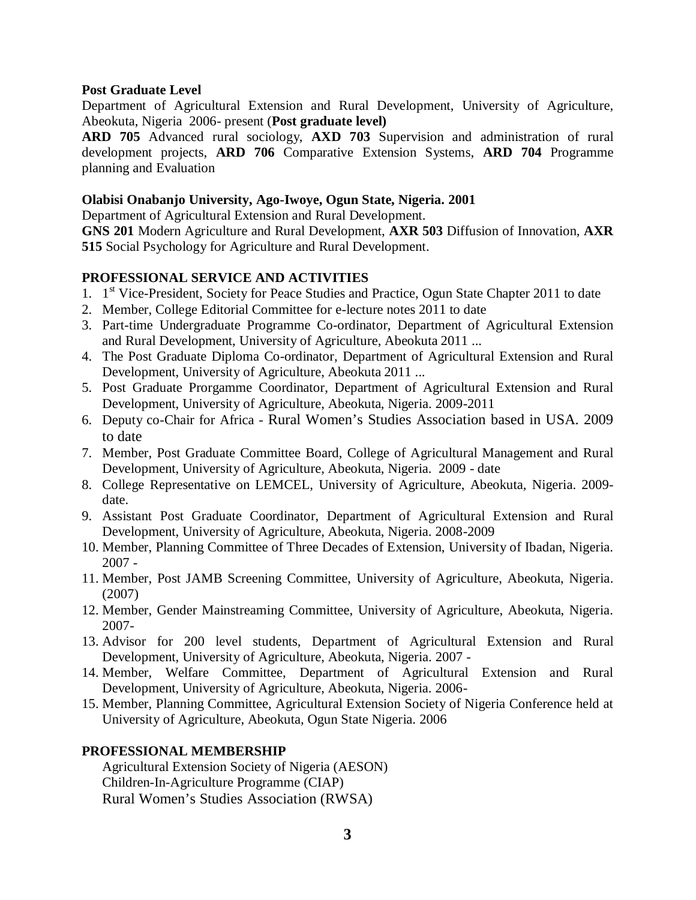**Post Graduate Level**

Department of Agricultural Extension and Rural Development, University of Agriculture, Abeokuta, Nigeria 2006- present (**Post graduate level)**

**ARD 705** Advanced rural sociology, **AXD 703** Supervision and administration of rural development projects, **ARD 706** Comparative Extension Systems, **ARD 704** Programme planning and Evaluation

**Olabisi Onabanjo University, Ago-Iwoye, Ogun State, Nigeria. 2001**

Department of Agricultural Extension and Rural Development.

**GNS 201** Modern Agriculture and Rural Development, **AXR 503** Diffusion of Innovation, **AXR 515** Social Psychology for Agriculture and Rural Development.

## PROFESSIONAL SERVICE AND ACTIVITIES

1. 1st Vice-President, Society for Peace Studies and Practice, Ogun State Chapter 2011 to date
2. Member, College Editorial Committee for e-lecture notes 2011 to date
3. Part-time Undergraduate Programme Co-ordinator, Department of Agricultural Extension and Rural Development, University of Agriculture, Abeokuta 2011 ...
4. The Post Graduate Diploma Co-ordinator, Department of Agricultural Extension and Rural Development, University of Agriculture, Abeokuta 2011 ...
5. Post Graduate Prorgamme Coordinator, Department of Agricultural Extension and Rural Development, University of Agriculture, Abeokuta, Nigeria. 2009-2011
6. Deputy co-Chair for Africa - Rural Women's Studies Association based in USA. 2009 to date
7. Member, Post Graduate Committee Board, College of Agricultural Management and Rural Development, University of Agriculture, Abeokuta, Nigeria. 2009 - date
8. College Representative on LEMCEL, University of Agriculture, Abeokuta, Nigeria. 2009-date.
9. Assistant Post Graduate Coordinator, Department of Agricultural Extension and Rural Development, University of Agriculture, Abeokuta, Nigeria. 2008-2009
10. Member, Planning Committee of Three Decades of Extension, University of Ibadan, Nigeria. 2007 -
11. Member, Post JAMB Screening Committee, University of Agriculture, Abeokuta, Nigeria. (2007)
12. Member, Gender Mainstreaming Committee, University of Agriculture, Abeokuta, Nigeria. 2007-
13. Advisor for 200 level students, Department of Agricultural Extension and Rural Development, University of Agriculture, Abeokuta, Nigeria. 2007 -
14. Member, Welfare Committee, Department of Agricultural Extension and Rural Development, University of Agriculture, Abeokuta, Nigeria. 2006-
15. Member, Planning Committee, Agricultural Extension Society of Nigeria Conference held at University of Agriculture, Abeokuta, Ogun State Nigeria. 2006

## PROFESSIONAL MEMBERSHIP

Agricultural Extension Society of Nigeria (AESON)
Children-In-Agriculture Programme (CIAP)
Rural Women's Studies Association (RWSA)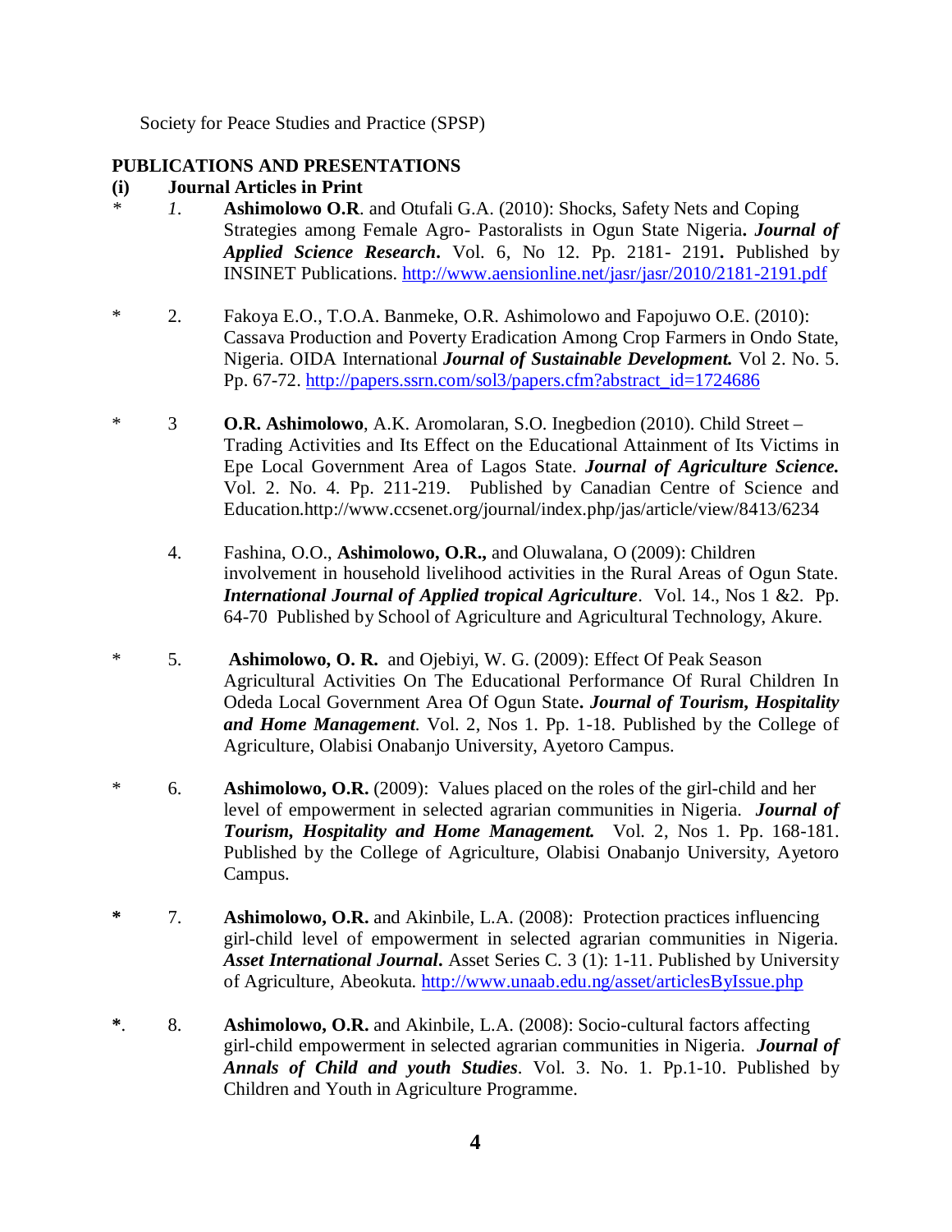Society for Peace Studies and Practice (SPSP)

## PUBLICATIONS AND PRESENTATIONS

### (i) Journal Articles in Print

\* *1.* **Ashimolowo O.R**. and Otufali G.A. (2010): Shocks, Safety Nets and Coping Strategies among Female Agro- Pastoralists in Ogun State Nigeria**.** ***Journal of Applied Science Research*****.** Vol. 6, No 12. Pp. 2181- 2191**.** Published by INSINET Publications. http://www.aensionline.net/jasr/jasr/2010/2181-2191.pdf

\* 2. Fakoya E.O., T.O.A. Banmeke, O.R. Ashimolowo and Fapojuwo O.E. (2010): Cassava Production and Poverty Eradication Among Crop Farmers in Ondo State, Nigeria. OIDA International ***Journal of Sustainable Development.*** Vol 2. No. 5. Pp. 67-72. http://papers.ssrn.com/sol3/papers.cfm?abstract_id=1724686

\* 3 **O.R. Ashimolowo**, A.K. Aromolaran, S.O. Inegbedion (2010). Child Street – Trading Activities and Its Effect on the Educational Attainment of Its Victims in Epe Local Government Area of Lagos State. ***Journal of Agriculture Science.*** Vol. 2. No. 4. Pp. 211-219. Published by Canadian Centre of Science and Education.http://www.ccsenet.org/journal/index.php/jas/article/view/8413/6234

4. Fashina, O.O., **Ashimolowo, O.R.,** and Oluwalana, O (2009): Children involvement in household livelihood activities in the Rural Areas of Ogun State. ***International Journal of Applied tropical Agriculture***. Vol. 14., Nos 1 &2. Pp. 64-70 Published by School of Agriculture and Agricultural Technology, Akure.

\* 5. **Ashimolowo, O. R.** and Ojebiyi, W. G. (2009): Effect Of Peak Season Agricultural Activities On The Educational Performance Of Rural Children In Odeda Local Government Area Of Ogun State**.** ***Journal of Tourism, Hospitality and Home Management***. Vol. 2, Nos 1. Pp. 1-18. Published by the College of Agriculture, Olabisi Onabanjo University, Ayetoro Campus.

\* 6. **Ashimolowo, O.R.** (2009): Values placed on the roles of the girl-child and her level of empowerment in selected agrarian communities in Nigeria. ***Journal of Tourism, Hospitality and Home Management.*** Vol. 2, Nos 1. Pp. 168-181. Published by the College of Agriculture, Olabisi Onabanjo University, Ayetoro Campus.

**\*** 7. **Ashimolowo, O.R.** and Akinbile, L.A. (2008): Protection practices influencing girl-child level of empowerment in selected agrarian communities in Nigeria. ***Asset International Journal*****.** Asset Series C. 3 (1): 1-11. Published by University of Agriculture, Abeokuta. http://www.unaab.edu.ng/asset/articlesByIssue.php

**\***. 8. **Ashimolowo, O.R.** and Akinbile, L.A. (2008): Socio-cultural factors affecting girl-child empowerment in selected agrarian communities in Nigeria. ***Journal of Annals of Child and youth Studies***. Vol. 3. No. 1. Pp.1-10. Published by Children and Youth in Agriculture Programme.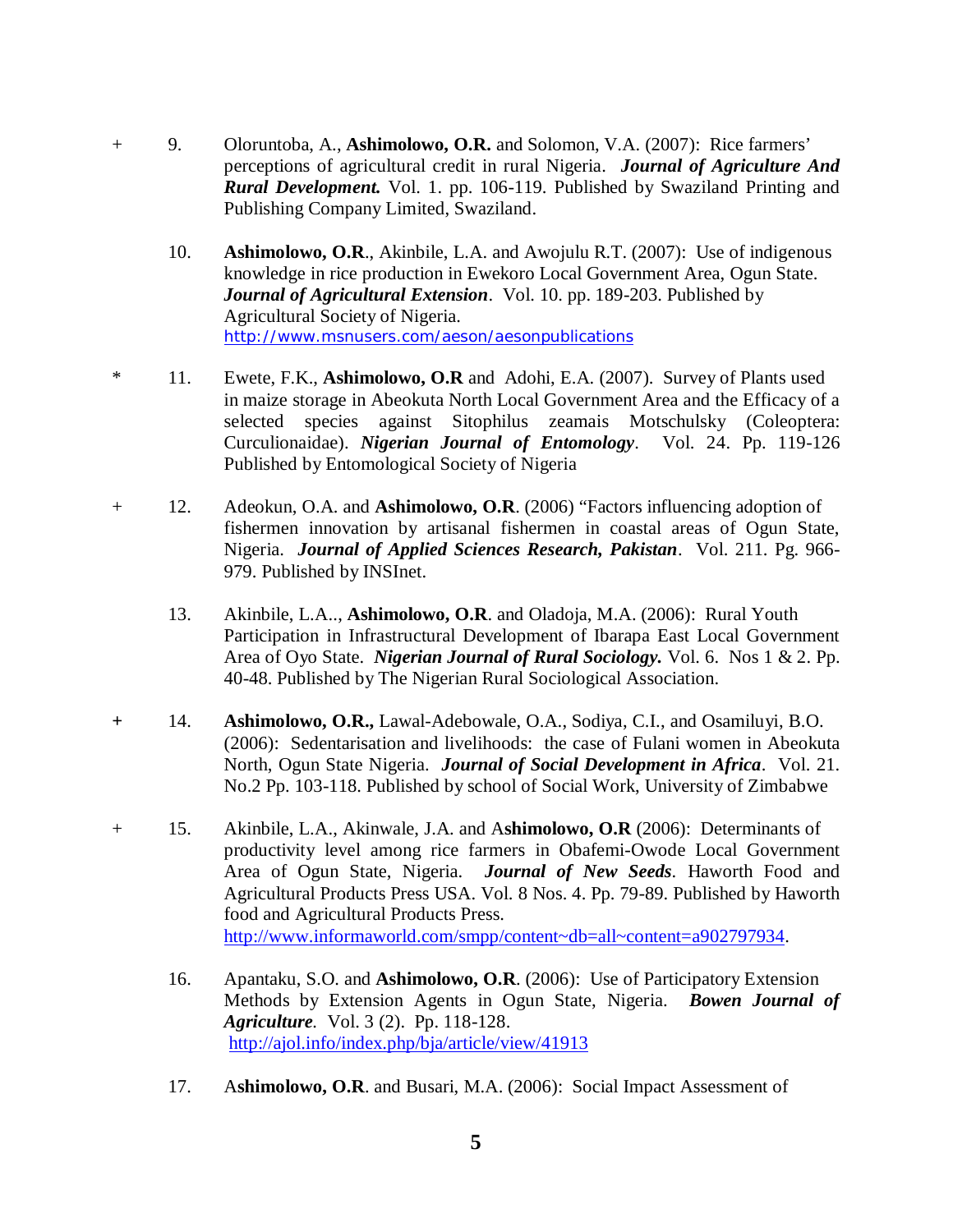\+ 9. Oloruntoba, A., **Ashimolowo, O.R.** and Solomon, V.A. (2007): Rice farmers' perceptions of agricultural credit in rural Nigeria. ***Journal of Agriculture And Rural Development.*** Vol. 1. pp. 106-119. Published by Swaziland Printing and Publishing Company Limited, Swaziland.

10. **Ashimolowo, O.R**., Akinbile, L.A. and Awojulu R.T. (2007): Use of indigenous knowledge in rice production in Ewekoro Local Government Area, Ogun State. ***Journal of Agricultural Extension***. Vol. 10. pp. 189-203. Published by Agricultural Society of Nigeria. http://www.msnusers.com/aeson/aesonpublications

\* 11. Ewete, F.K., **Ashimolowo, O.R** and Adohi, E.A. (2007). Survey of Plants used in maize storage in Abeokuta North Local Government Area and the Efficacy of a selected species against Sitophilus zeamais Motschulsky (Coleoptera: Curculionaidae). ***Nigerian Journal of Entomology***. Vol. 24. Pp. 119-126 Published by Entomological Society of Nigeria

\+ 12. Adeokun, O.A. and **Ashimolowo, O.R**. (2006) "Factors influencing adoption of fishermen innovation by artisanal fishermen in coastal areas of Ogun State, Nigeria. ***Journal of Applied Sciences Research, Pakistan***. Vol. 211. Pg. 966-979. Published by INSInet.

13. Akinbile, L.A.., **Ashimolowo, O.R**. and Oladoja, M.A. (2006): Rural Youth Participation in Infrastructural Development of Ibarapa East Local Government Area of Oyo State. ***Nigerian Journal of Rural Sociology.*** Vol. 6. Nos 1 & 2. Pp. 40-48. Published by The Nigerian Rural Sociological Association.

\+ 14. **Ashimolowo, O.R.,** Lawal-Adebowale, O.A., Sodiya, C.I., and Osamiluyi, B.O. (2006): Sedentarisation and livelihoods: the case of Fulani women in Abeokuta North, Ogun State Nigeria. ***Journal of Social Development in Africa***. Vol. 21. No.2 Pp. 103-118. Published by school of Social Work, University of Zimbabwe

\+ 15. Akinbile, L.A., Akinwale, J.A. and A**shimolowo, O.R** (2006): Determinants of productivity level among rice farmers in Obafemi-Owode Local Government Area of Ogun State, Nigeria. ***Journal of New Seeds***. Haworth Food and Agricultural Products Press USA. Vol. 8 Nos. 4. Pp. 79-89. Published by Haworth food and Agricultural Products Press. http://www.informaworld.com/smpp/content~db=all~content=a902797934.

16. Apantaku, S.O. and **Ashimolowo, O.R**. (2006): Use of Participatory Extension Methods by Extension Agents in Ogun State, Nigeria. ***Bowen Journal of Agriculture***. Vol. 3 (2). Pp. 118-128. http://ajol.info/index.php/bja/article/view/41913

17. A**shimolowo, O.R**. and Busari, M.A. (2006): Social Impact Assessment of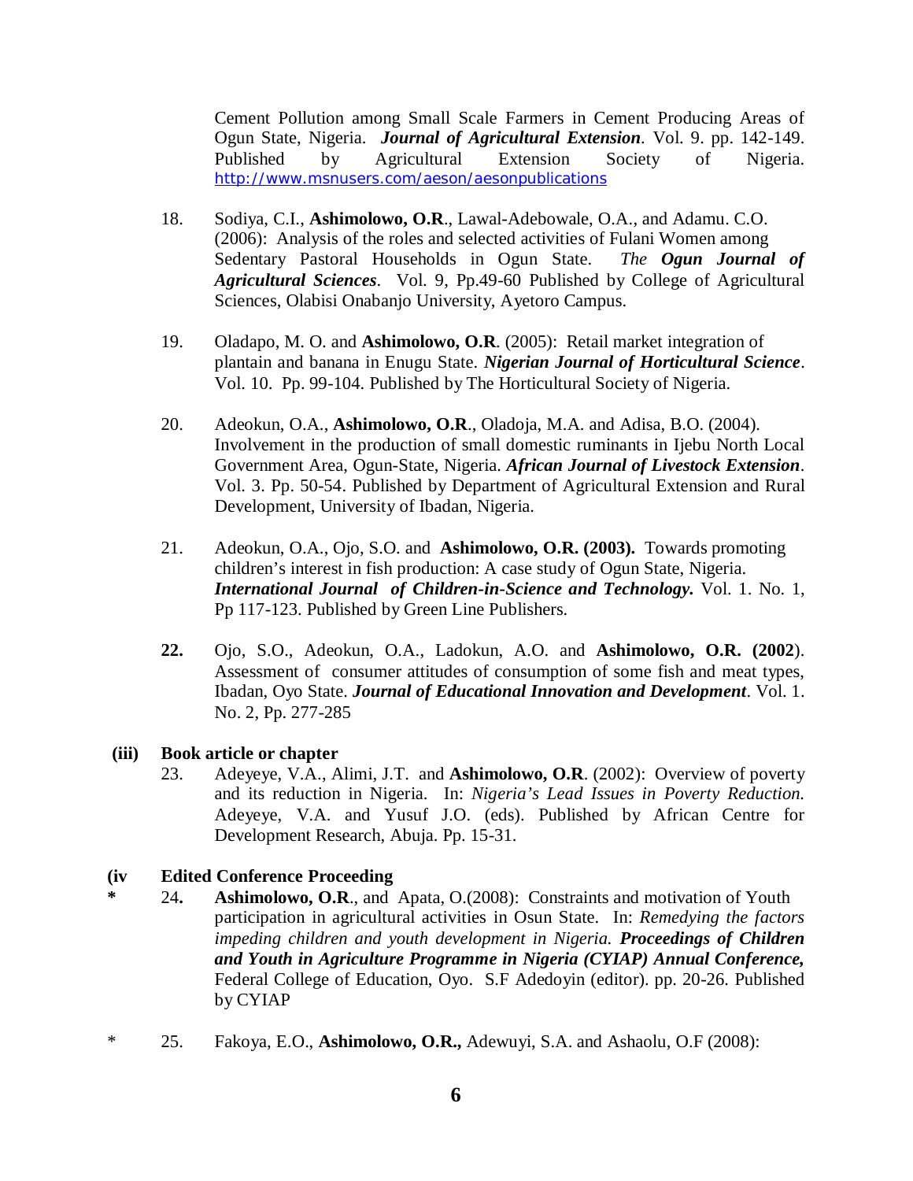Cement Pollution among Small Scale Farmers in Cement Producing Areas of Ogun State, Nigeria. ***Journal of Agricultural Extension***. Vol. 9. pp. 142-149. Published by Agricultural Extension Society of Nigeria. http://www.msnusers.com/aeson/aesonpublications

18. Sodiya, C.I., **Ashimolowo, O.R**., Lawal-Adebowale, O.A., and Adamu. C.O. (2006): Analysis of the roles and selected activities of Fulani Women among Sedentary Pastoral Households in Ogun State. *The **Ogun Journal of Agricultural Sciences***. Vol. 9, Pp.49-60 Published by College of Agricultural Sciences, Olabisi Onabanjo University, Ayetoro Campus.

19. Oladapo, M. O. and **Ashimolowo, O.R**. (2005): Retail market integration of plantain and banana in Enugu State. ***Nigerian Journal of Horticultural Science***. Vol. 10. Pp. 99-104. Published by The Horticultural Society of Nigeria.

20. Adeokun, O.A., **Ashimolowo, O.R**., Oladoja, M.A. and Adisa, B.O. (2004). Involvement in the production of small domestic ruminants in Ijebu North Local Government Area, Ogun-State, Nigeria. ***African Journal of Livestock Extension***. Vol. 3. Pp. 50-54. Published by Department of Agricultural Extension and Rural Development, University of Ibadan, Nigeria.

21. Adeokun, O.A., Ojo, S.O. and **Ashimolowo, O.R. (2003).** Towards promoting children's interest in fish production: A case study of Ogun State, Nigeria. ***International Journal of Children-in-Science and Technology.*** Vol. 1. No. 1, Pp 117-123. Published by Green Line Publishers.

**22.** Ojo, S.O., Adeokun, O.A., Ladokun, A.O. and **Ashimolowo, O.R. (2002**). Assessment of consumer attitudes of consumption of some fish and meat types, Ibadan, Oyo State. ***Journal of Educational Innovation and Development***. Vol. 1. No. 2, Pp. 277-285

**(iii) Book article or chapter**

23. Adeyeye, V.A., Alimi, J.T. and **Ashimolowo, O.R**. (2002): Overview of poverty and its reduction in Nigeria. In: *Nigeria's Lead Issues in Poverty Reduction.* Adeyeye, V.A. and Yusuf J.O. (eds). Published by African Centre for Development Research, Abuja. Pp. 15-31.

**(iv Edited Conference Proceeding**

**\*** 24**.** **Ashimolowo, O.R**., and Apata, O.(2008): Constraints and motivation of Youth participation in agricultural activities in Osun State. In: *Remedying the factors impeding children and youth development in Nigeria. **Proceedings of Children and Youth in Agriculture Programme in Nigeria (CYIAP) Annual Conference,*** Federal College of Education, Oyo. S.F Adedoyin (editor). pp. 20-26. Published by CYIAP

\* 25. Fakoya, E.O., **Ashimolowo, O.R.,** Adewuyi, S.A. and Ashaolu, O.F (2008):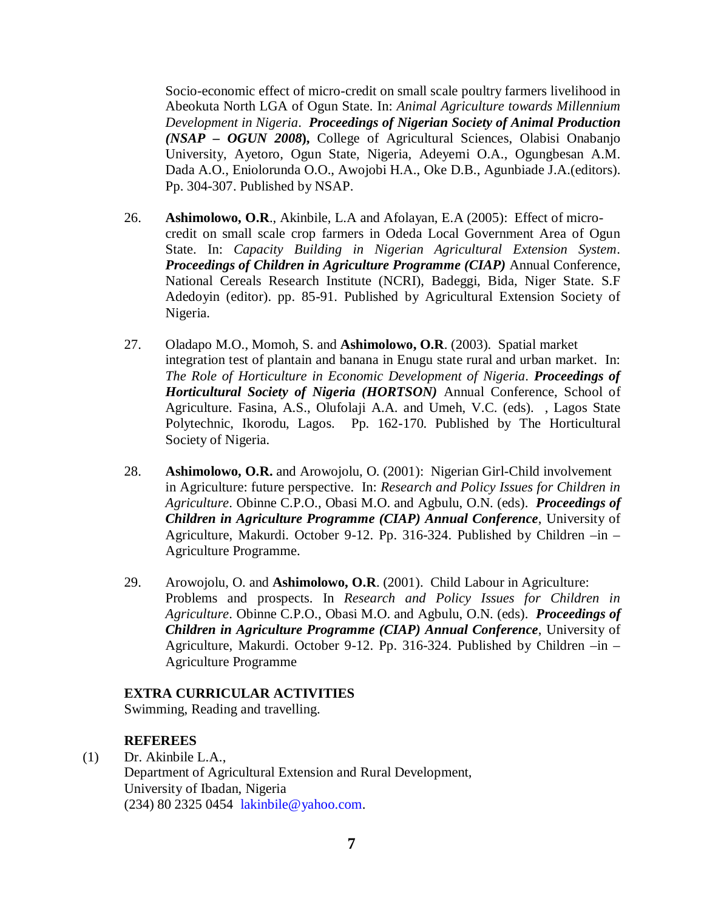Socio-economic effect of micro-credit on small scale poultry farmers livelihood in Abeokuta North LGA of Ogun State. In: *Animal Agriculture towards Millennium Development in Nigeria*. ***Proceedings of Nigerian Society of Animal Production (NSAP – OGUN 2008*)**, College of Agricultural Sciences, Olabisi Onabanjo University, Ayetoro, Ogun State, Nigeria, Adeyemi O.A., Ogungbesan A.M. Dada A.O., Eniolorunda O.O., Awojobi H.A., Oke D.B., Agunbiade J.A.(editors). Pp. 304-307. Published by NSAP.

26. **Ashimolowo, O.R**., Akinbile, L.A and Afolayan, E.A (2005): Effect of micro-credit on small scale crop farmers in Odeda Local Government Area of Ogun State. In: *Capacity Building in Nigerian Agricultural Extension System*. ***Proceedings of Children in Agriculture Programme (CIAP)*** Annual Conference, National Cereals Research Institute (NCRI), Badeggi, Bida, Niger State. S.F Adedoyin (editor). pp. 85-91. Published by Agricultural Extension Society of Nigeria.

27. Oladapo M.O., Momoh, S. and **Ashimolowo, O.R**. (2003). Spatial market integration test of plantain and banana in Enugu state rural and urban market. In: *The Role of Horticulture in Economic Development of Nigeria*. ***Proceedings of Horticultural Society of Nigeria (HORTSON)*** Annual Conference, School of Agriculture. Fasina, A.S., Olufolaji A.A. and Umeh, V.C. (eds). , Lagos State Polytechnic, Ikorodu, Lagos. Pp. 162-170. Published by The Horticultural Society of Nigeria.

28. **Ashimolowo, O.R.** and Arowojolu, O. (2001): Nigerian Girl-Child involvement in Agriculture: future perspective. In: *Research and Policy Issues for Children in Agriculture*. Obinne C.P.O., Obasi M.O. and Agbulu, O.N. (eds). ***Proceedings of Children in Agriculture Programme (CIAP) Annual Conference***, University of Agriculture, Makurdi. October 9-12. Pp. 316-324. Published by Children –in – Agriculture Programme.

29. Arowojolu, O. and **Ashimolowo, O.R**. (2001). Child Labour in Agriculture: Problems and prospects. In *Research and Policy Issues for Children in Agriculture*. Obinne C.P.O., Obasi M.O. and Agbulu, O.N. (eds). ***Proceedings of Children in Agriculture Programme (CIAP) Annual Conference***, University of Agriculture, Makurdi. October 9-12. Pp. 316-324. Published by Children –in – Agriculture Programme

**EXTRA CURRICULAR ACTIVITIES**

Swimming, Reading and travelling.

**REFEREES**

(1) Dr. Akinbile L.A.,
Department of Agricultural Extension and Rural Development,
University of Ibadan, Nigeria
(234) 80 2325 0454 lakinbile@yahoo.com.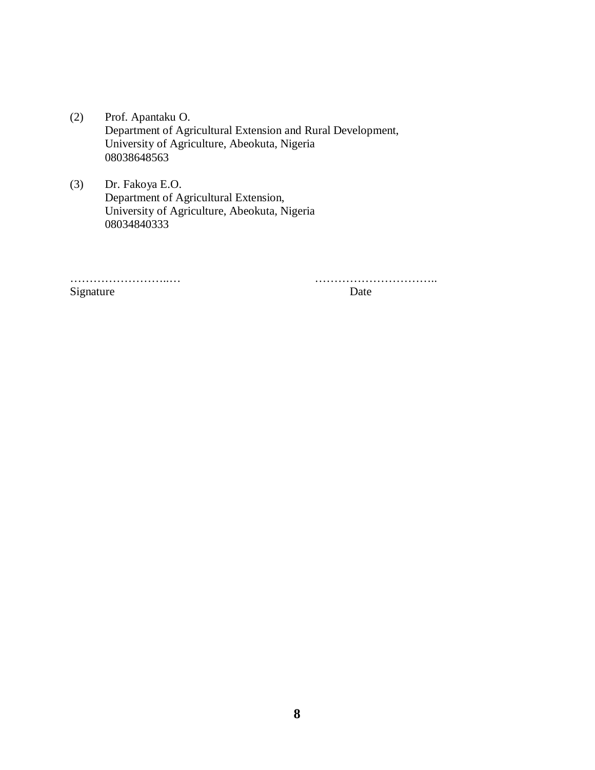(2) Prof. Apantaku O.
Department of Agricultural Extension and Rural Development,
University of Agriculture, Abeokuta, Nigeria
08038648563

(3) Dr. Fakoya E.O.
Department of Agricultural Extension,
University of Agriculture, Abeokuta, Nigeria
08034840333

……………………..… ……………………………..
Signature Date